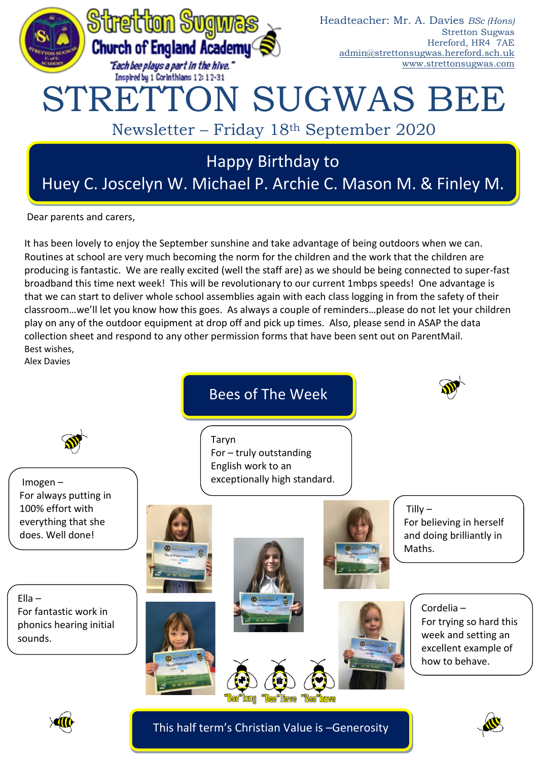Stretton Sugwas Church of England Academy

"Each bee plays a part in the hive."

Inspired by 1 Corinthians 12: 12-31

Headteacher: Mr. A. Davies *BSc (Hons)*
Stretton Sugwas
Hereford, HR4 7AE
admin@strettonsugwas.hereford.sch.uk
www.strettonsugwas.com

# STRETTON SUGWAS BEE

## Newsletter – Friday 18th September 2020

**Happy Birthday to**
**Huey C. Joscelyn W. Michael P. Archie C. Mason M. & Finley M.**

Dear parents and carers,

It has been lovely to enjoy the September sunshine and take advantage of being outdoors when we can. Routines at school are very much becoming the norm for the children and the work that the children are producing is fantastic. We are really excited (well the staff are) as we should be being connected to super-fast broadband this time next week! This will be revolutionary to our current 1mbps speeds! One advantage is that we can start to deliver whole school assemblies again with each class logging in from the safety of their classroom…we'll let you know how this goes. As always a couple of reminders…please do not let your children play on any of the outdoor equipment at drop off and pick up times. Also, please send in ASAP the data collection sheet and respond to any other permission forms that have been sent out on ParentMail.

Best wishes,
Alex Davies

## Bees of The Week

Taryn
For – truly outstanding English work to an exceptionally high standard.

Imogen –
For always putting in 100% effort with everything that she does. Well done!

Tilly –
For believing in herself and doing brilliantly in Maths.

Ella –
For fantastic work in phonics hearing initial sounds.

Cordelia –
For trying so hard this week and setting an excellent example of how to behave.

"Bee"long "Bee"lieve "Bee"have

**This half term's Christian Value is –Generosity**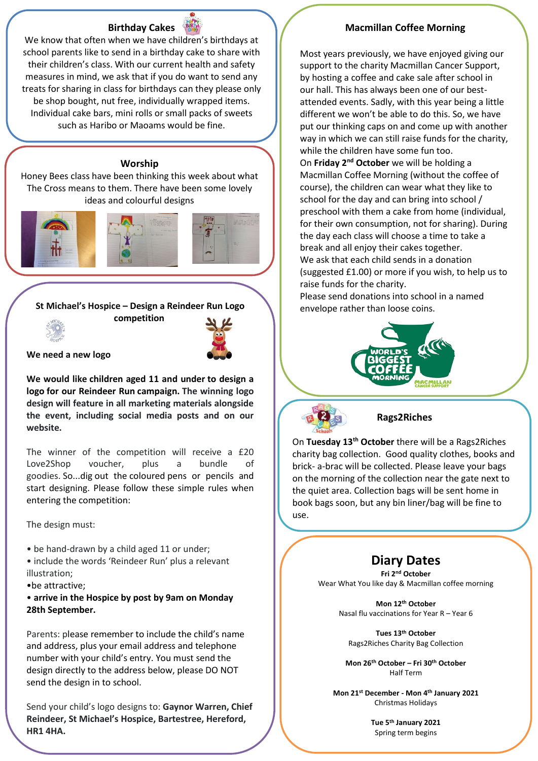## Birthday Cakes

We know that often when we have children's birthdays at school parents like to send in a birthday cake to share with their children's class. With our current health and safety measures in mind, we ask that if you do want to send any treats for sharing in class for birthdays can they please only be shop bought, nut free, individually wrapped items. Individual cake bars, mini rolls or small packs of sweets such as Haribo or Maoams would be fine.

## Worship

Honey Bees class have been thinking this week about what The Cross means to them. There have been some lovely ideas and colourful designs

## St Michael's Hospice – Design a Reindeer Run Logo competition

**We need a new logo**

**We would like children aged 11 and under to design a logo for our Reindeer Run campaign. The winning logo design will feature in all marketing materials alongside the event, including social media posts and on our website.**

The winner of the competition will receive a £20 Love2Shop voucher, plus a bundle of goodies. So...dig out the coloured pens or pencils and start designing. Please follow these simple rules when entering the competition:

The design must:

- be hand-drawn by a child aged 11 or under;
- include the words 'Reindeer Run' plus a relevant illustration;
- be attractive;
- **arrive in the Hospice by post by 9am on Monday 28th September.**

Parents: please remember to include the child's name and address, plus your email address and telephone number with your child's entry. You must send the design directly to the address below, please DO NOT send the design in to school.

Send your child's logo designs to: **Gaynor Warren, Chief Reindeer, St Michael's Hospice, Bartestree, Hereford, HR1 4HA.**

## Macmillan Coffee Morning

Most years previously, we have enjoyed giving our support to the charity Macmillan Cancer Support, by hosting a coffee and cake sale after school in our hall. This has always been one of our best-attended events. Sadly, with this year being a little different we won't be able to do this. So, we have put our thinking caps on and come up with another way in which we can still raise funds for the charity, while the children have some fun too.

On **Friday 2nd October** we will be holding a Macmillan Coffee Morning (without the coffee of course), the children can wear what they like to school for the day and can bring into school / preschool with them a cake from home (individual, for their own consumption, not for sharing). During the day each class will choose a time to take a break and all enjoy their cakes together.

We ask that each child sends in a donation (suggested £1.00) or more if you wish, to help us to raise funds for the charity.

Please send donations into school in a named envelope rather than loose coins.

## Rags2Riches

On **Tuesday 13th October** there will be a Rags2Riches charity bag collection. Good quality clothes, books and brick- a-brac will be collected. Please leave your bags on the morning of the collection near the gate next to the quiet area. Collection bags will be sent home in book bags soon, but any bin liner/bag will be fine to use.

## Diary Dates

**Fri 2nd October**
Wear What You like day & Macmillan coffee morning

**Mon 12th October**
Nasal flu vaccinations for Year R – Year 6

**Tues 13th October**
Rags2Riches Charity Bag Collection

**Mon 26th October – Fri 30th October**
Half Term

**Mon 21st December - Mon 4th January 2021**
Christmas Holidays

**Tue 5th January 2021**
Spring term begins